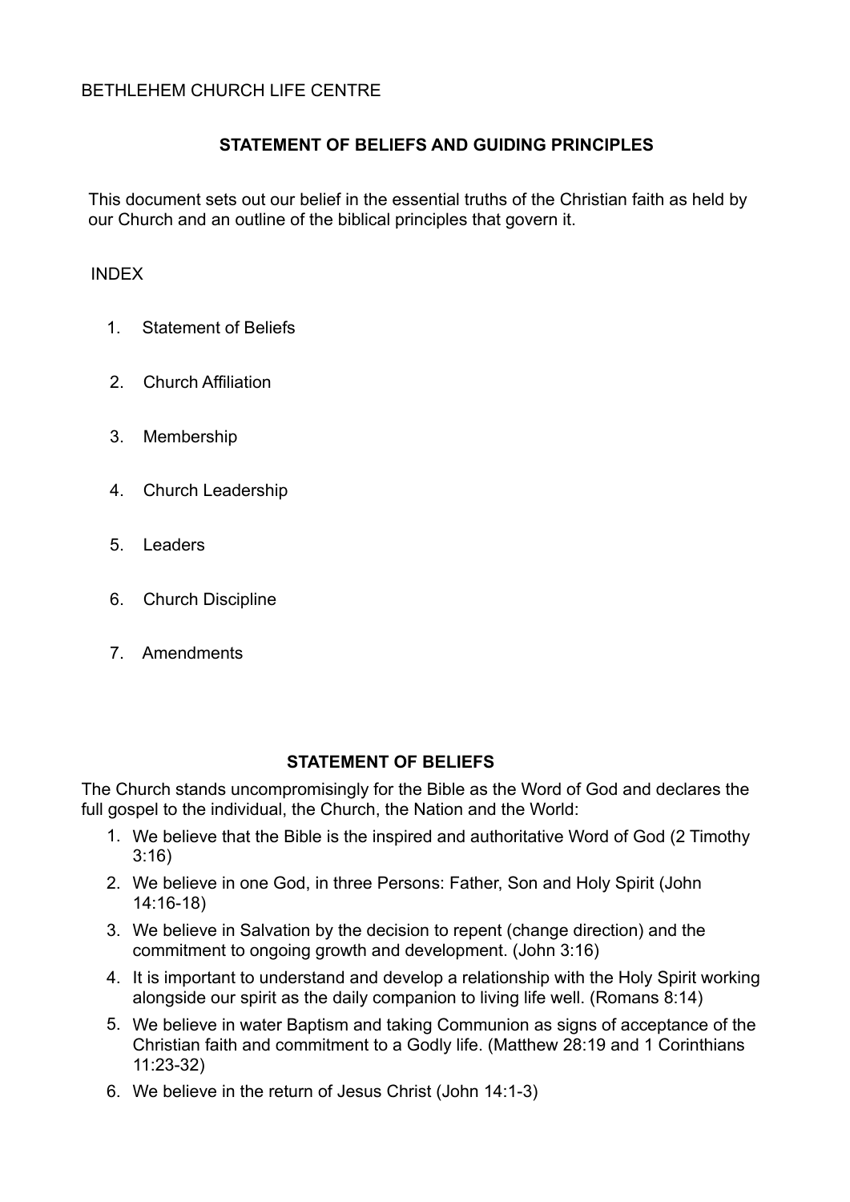BETHLEHEM CHURCH LIFE CENTRE

## STATEMENT OF BELIEFS AND GUIDING PRINCIPLES

This document sets out our belief in the essential truths of the Christian faith as held by our Church and an outline of the biblical principles that govern it.

INDEX

1. Statement of Beliefs
2. Church Affiliation
3. Membership
4. Church Leadership
5. Leaders
6. Church Discipline
7. Amendments

## STATEMENT OF BELIEFS

The Church stands uncompromisingly for the Bible as the Word of God and declares the full gospel to the individual, the Church, the Nation and the World:

1. We believe that the Bible is the inspired and authoritative Word of God (2 Timothy 3:16)
2. We believe in one God, in three Persons: Father, Son and Holy Spirit (John 14:16-18)
3. We believe in Salvation by the decision to repent (change direction) and the commitment to ongoing growth and development. (John 3:16)
4. It is important to understand and develop a relationship with the Holy Spirit working alongside our spirit as the daily companion to living life well. (Romans 8:14)
5. We believe in water Baptism and taking Communion as signs of acceptance of the Christian faith and commitment to a Godly life. (Matthew 28:19 and 1 Corinthians 11:23-32)
6. We believe in the return of Jesus Christ (John 14:1-3)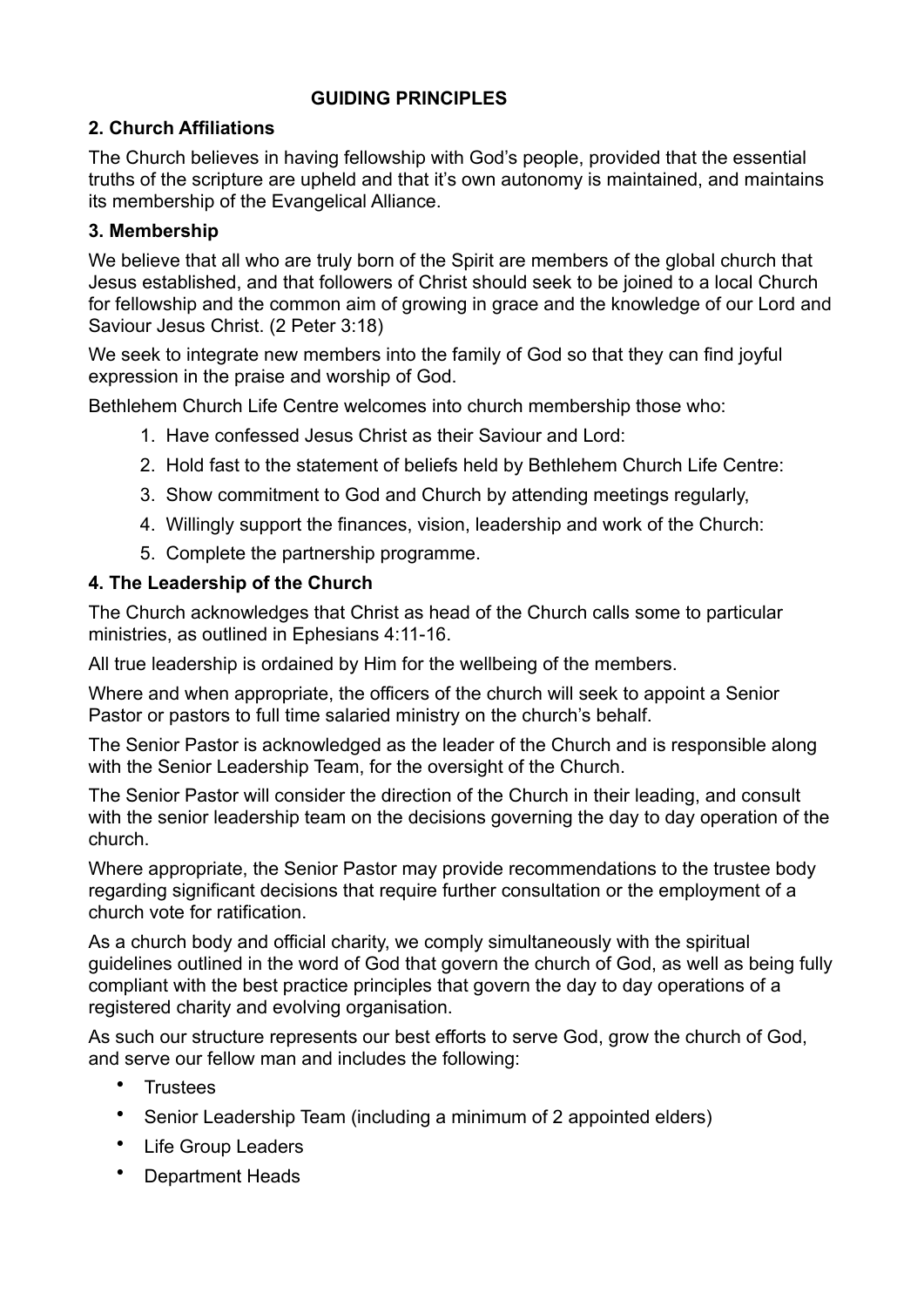**GUIDING PRINCIPLES**

### 2. Church Affiliations

The Church believes in having fellowship with God's people, provided that the essential truths of the scripture are upheld and that it's own autonomy is maintained, and maintains its membership of the Evangelical Alliance.

### 3. Membership

We believe that all who are truly born of the Spirit are members of the global church that Jesus established, and that followers of Christ should seek to be joined to a local Church for fellowship and the common aim of growing in grace and the knowledge of our Lord and Saviour Jesus Christ. (2 Peter 3:18)

We seek to integrate new members into the family of God so that they can find joyful expression in the praise and worship of God.

Bethlehem Church Life Centre welcomes into church membership those who:

1. Have confessed Jesus Christ as their Saviour and Lord:
2. Hold fast to the statement of beliefs held by Bethlehem Church Life Centre:
3. Show commitment to God and Church by attending meetings regularly,
4. Willingly support the finances, vision, leadership and work of the Church:
5. Complete the partnership programme.

### 4. The Leadership of the Church

The Church acknowledges that Christ as head of the Church calls some to particular ministries, as outlined in Ephesians 4:11-16.

All true leadership is ordained by Him for the wellbeing of the members.

Where and when appropriate, the officers of the church will seek to appoint a Senior Pastor or pastors to full time salaried ministry on the church's behalf.

The Senior Pastor is acknowledged as the leader of the Church and is responsible along with the Senior Leadership Team, for the oversight of the Church.

The Senior Pastor will consider the direction of the Church in their leading, and consult with the senior leadership team on the decisions governing the day to day operation of the church.

Where appropriate, the Senior Pastor may provide recommendations to the trustee body regarding significant decisions that require further consultation or the employment of a church vote for ratification.

As a church body and official charity, we comply simultaneously with the spiritual guidelines outlined in the word of God that govern the church of God, as well as being fully compliant with the best practice principles that govern the day to day operations of a registered charity and evolving organisation.

As such our structure represents our best efforts to serve God, grow the church of God, and serve our fellow man and includes the following:

- Trustees
- Senior Leadership Team (including a minimum of 2 appointed elders)
- Life Group Leaders
- Department Heads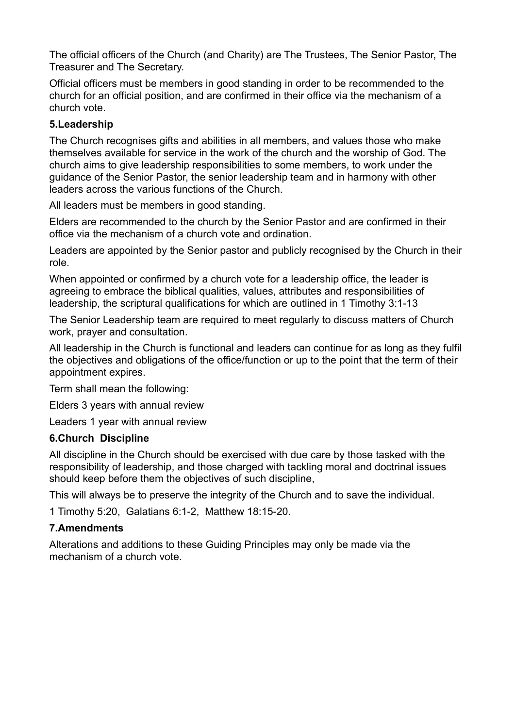The official officers of the Church (and Charity) are The Trustees, The Senior Pastor, The Treasurer and The Secretary.

Official officers must be members in good standing in order to be recommended to the church for an official position, and are confirmed in their office via the mechanism of a church vote.

**5.Leadership**

The Church recognises gifts and abilities in all members, and values those who make themselves available for service in the work of the church and the worship of God. The church aims to give leadership responsibilities to some members, to work under the guidance of the Senior Pastor, the senior leadership team and in harmony with other leaders across the various functions of the Church.

All leaders must be members in good standing.

Elders are recommended to the church by the Senior Pastor and are confirmed in their office via the mechanism of a church vote and ordination.

Leaders are appointed by the Senior pastor and publicly recognised by the Church in their role.

When appointed or confirmed by a church vote for a leadership office, the leader is agreeing to embrace the biblical qualities, values, attributes and responsibilities of leadership, the scriptural qualifications for which are outlined in 1 Timothy 3:1-13

The Senior Leadership team are required to meet regularly to discuss matters of Church work, prayer and consultation.

All leadership in the Church is functional and leaders can continue for as long as they fulfil the objectives and obligations of the office/function or up to the point that the term of their appointment expires.

Term shall mean the following:

Elders 3 years with annual review

Leaders 1 year with annual review

**6.Church Discipline**

All discipline in the Church should be exercised with due care by those tasked with the responsibility of leadership, and those charged with tackling moral and doctrinal issues should keep before them the objectives of such discipline,

This will always be to preserve the integrity of the Church and to save the individual.

1 Timothy 5:20, Galatians 6:1-2, Matthew 18:15-20.

**7.Amendments**

Alterations and additions to these Guiding Principles may only be made via the mechanism of a church vote.